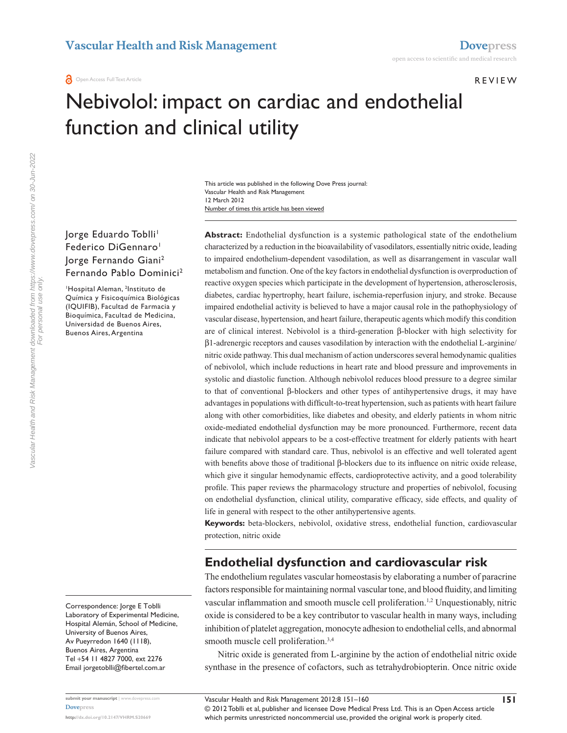Open Access Full Text Article

REVIEW

# Nebivolol: impact on cardiac and endothelial function and clinical utility

This article was published in the following Dove Press journal:
Vascular Health and Risk Management
12 March 2012
Number of times this article has been viewed

Jorge Eduardo Toblli[1]
Federico DiGennaro[1]
Jorge Fernando Giani[2]
Fernando Pablo Dominici[2]

[1]Hospital Aleman, [2]Instituto de Química y Fisicoquímica Biológicas (IQUIFIB), Facultad de Farmacia y Bioquímica, Facultad de Medicina, Universidad de Buenos Aires, Buenos Aires, Argentina

Correspondence: Jorge E Toblli
Laboratory of Experimental Medicine, Hospital Alemán, School of Medicine, University of Buenos Aires,
Av Pueyrredon 1640 (1118),
Buenos Aires, Argentina
Tel +54 11 4827 7000, ext 2276
Email jorgetoblli@fibertel.com.ar

**Abstract:** Endothelial dysfunction is a systemic pathological state of the endothelium characterized by a reduction in the bioavailability of vasodilators, essentially nitric oxide, leading to impaired endothelium-dependent vasodilation, as well as disarrangement in vascular wall metabolism and function. One of the key factors in endothelial dysfunction is overproduction of reactive oxygen species which participate in the development of hypertension, atherosclerosis, diabetes, cardiac hypertrophy, heart failure, ischemia-reperfusion injury, and stroke. Because impaired endothelial activity is believed to have a major causal role in the pathophysiology of vascular disease, hypertension, and heart failure, therapeutic agents which modify this condition are of clinical interest. Nebivolol is a third-generation β-blocker with high selectivity for β1-adrenergic receptors and causes vasodilation by interaction with the endothelial L-arginine/nitric oxide pathway. This dual mechanism of action underscores several hemodynamic qualities of nebivolol, which include reductions in heart rate and blood pressure and improvements in systolic and diastolic function. Although nebivolol reduces blood pressure to a degree similar to that of conventional β-blockers and other types of antihypertensive drugs, it may have advantages in populations with difficult-to-treat hypertension, such as patients with heart failure along with other comorbidities, like diabetes and obesity, and elderly patients in whom nitric oxide-mediated endothelial dysfunction may be more pronounced. Furthermore, recent data indicate that nebivolol appears to be a cost-effective treatment for elderly patients with heart failure compared with standard care. Thus, nebivolol is an effective and well tolerated agent with benefits above those of traditional β-blockers due to its influence on nitric oxide release, which give it singular hemodynamic effects, cardioprotective activity, and a good tolerability profile. This paper reviews the pharmacology structure and properties of nebivolol, focusing on endothelial dysfunction, clinical utility, comparative efficacy, side effects, and quality of life in general with respect to the other antihypertensive agents.

**Keywords:** beta-blockers, nebivolol, oxidative stress, endothelial function, cardiovascular protection, nitric oxide

## Endothelial dysfunction and cardiovascular risk

The endothelium regulates vascular homeostasis by elaborating a number of paracrine factors responsible for maintaining normal vascular tone, and blood fluidity, and limiting vascular inflammation and smooth muscle cell proliferation.[1,2] Unquestionably, nitric oxide is considered to be a key contributor to vascular health in many ways, including inhibition of platelet aggregation, monocyte adhesion to endothelial cells, and abnormal smooth muscle cell proliferation.[3,4]

Nitric oxide is generated from L-arginine by the action of endothelial nitric oxide synthase in the presence of cofactors, such as tetrahydrobiopterin. Once nitric oxide

© 2012 Toblli et al, publisher and licensee Dove Medical Press Ltd. This is an Open Access article which permits unrestricted noncommercial use, provided the original work is properly cited.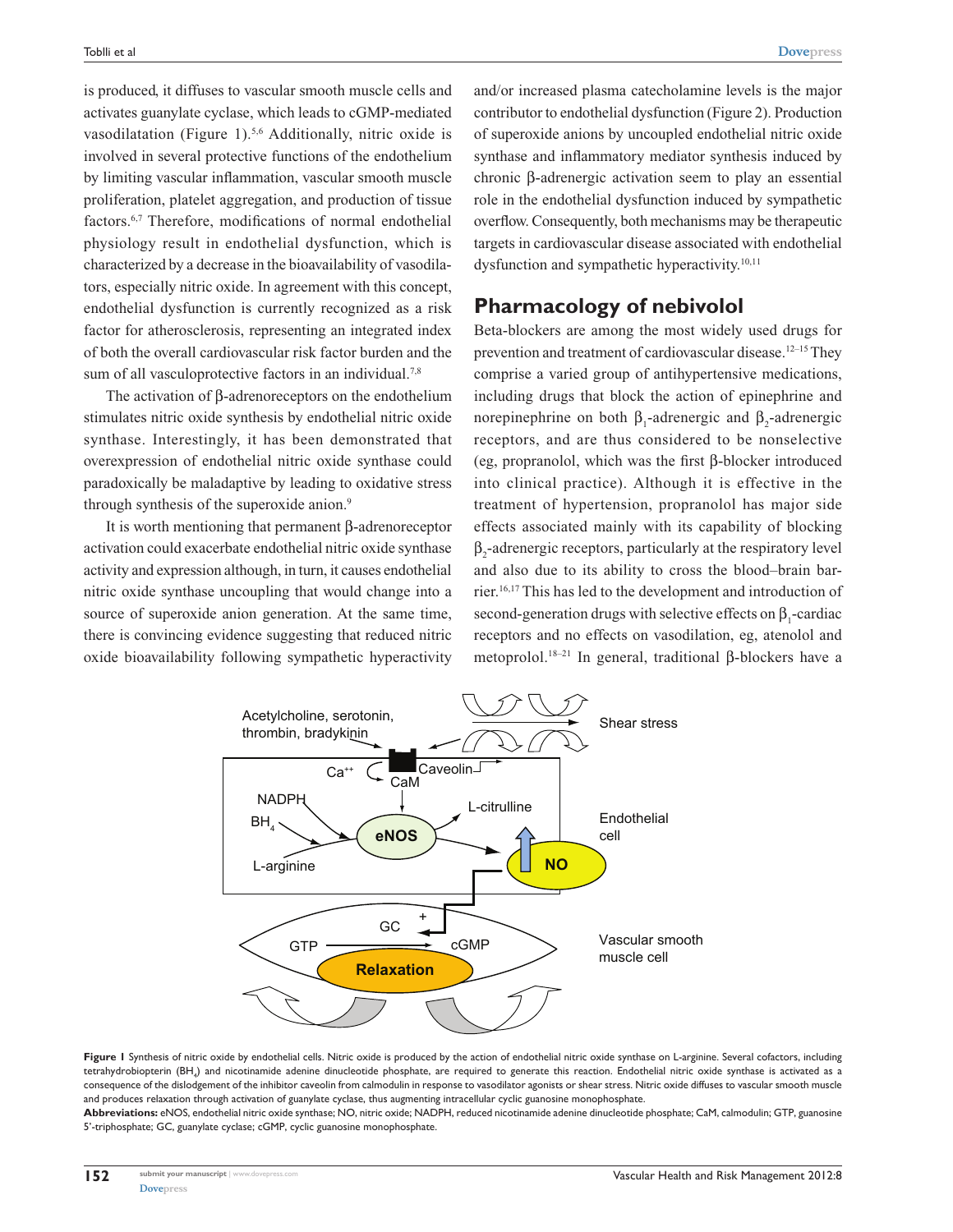is produced, it diffuses to vascular smooth muscle cells and activates guanylate cyclase, which leads to cGMP-mediated vasodilatation (Figure 1).[5,6] Additionally, nitric oxide is involved in several protective functions of the endothelium by limiting vascular inflammation, vascular smooth muscle proliferation, platelet aggregation, and production of tissue factors.[6,7] Therefore, modifications of normal endothelial physiology result in endothelial dysfunction, which is characterized by a decrease in the bioavailability of vasodilators, especially nitric oxide. In agreement with this concept, endothelial dysfunction is currently recognized as a risk factor for atherosclerosis, representing an integrated index of both the overall cardiovascular risk factor burden and the sum of all vasculoprotective factors in an individual.[7,8]

The activation of β-adrenoreceptors on the endothelium stimulates nitric oxide synthesis by endothelial nitric oxide synthase. Interestingly, it has been demonstrated that overexpression of endothelial nitric oxide synthase could paradoxically be maladaptive by leading to oxidative stress through synthesis of the superoxide anion.[9]

It is worth mentioning that permanent β-adrenoreceptor activation could exacerbate endothelial nitric oxide synthase activity and expression although, in turn, it causes endothelial nitric oxide synthase uncoupling that would change into a source of superoxide anion generation. At the same time, there is convincing evidence suggesting that reduced nitric oxide bioavailability following sympathetic hyperactivity and/or increased plasma catecholamine levels is the major contributor to endothelial dysfunction (Figure 2). Production of superoxide anions by uncoupled endothelial nitric oxide synthase and inflammatory mediator synthesis induced by chronic β-adrenergic activation seem to play an essential role in the endothelial dysfunction induced by sympathetic overflow. Consequently, both mechanisms may be therapeutic targets in cardiovascular disease associated with endothelial dysfunction and sympathetic hyperactivity.[10,11]

## Pharmacology of nebivolol

Beta-blockers are among the most widely used drugs for prevention and treatment of cardiovascular disease.[12–15] They comprise a varied group of antihypertensive medications, including drugs that block the action of epinephrine and norepinephrine on both $\beta_1$-adrenergic and $\beta_2$-adrenergic receptors, and are thus considered to be nonselective (eg, propranolol, which was the first β-blocker introduced into clinical practice). Although it is effective in the treatment of hypertension, propranolol has major side effects associated mainly with its capability of blocking $\beta_2$-adrenergic receptors, particularly at the respiratory level and also due to its ability to cross the blood–brain barrier.[16,17] This has led to the development and introduction of second-generation drugs with selective effects on $\beta_1$-cardiac receptors and no effects on vasodilation, eg, atenolol and metoprolol.[18–21] In general, traditional β-blockers have a

**Figure 1** Synthesis of nitric oxide by endothelial cells. Nitric oxide is produced by the action of endothelial nitric oxide synthase on L-arginine. Several cofactors, including tetrahydrobiopterin ($BH_4$) and nicotinamide adenine dinucleotide phosphate, are required to generate this reaction. Endothelial nitric oxide synthase is activated as a consequence of the dislodgement of the inhibitor caveolin from calmodulin in response to vasodilator agonists or shear stress. Nitric oxide diffuses to vascular smooth muscle and produces relaxation through activation of guanylate cyclase, thus augmenting intracellular cyclic guanosine monophosphate.

**Abbreviations:** eNOS, endothelial nitric oxide synthase; NO, nitric oxide; NADPH, reduced nicotinamide adenine dinucleotide phosphate; CaM, calmodulin; GTP, guanosine 5′-triphosphate; GC, guanylate cyclase; cGMP, cyclic guanosine monophosphate.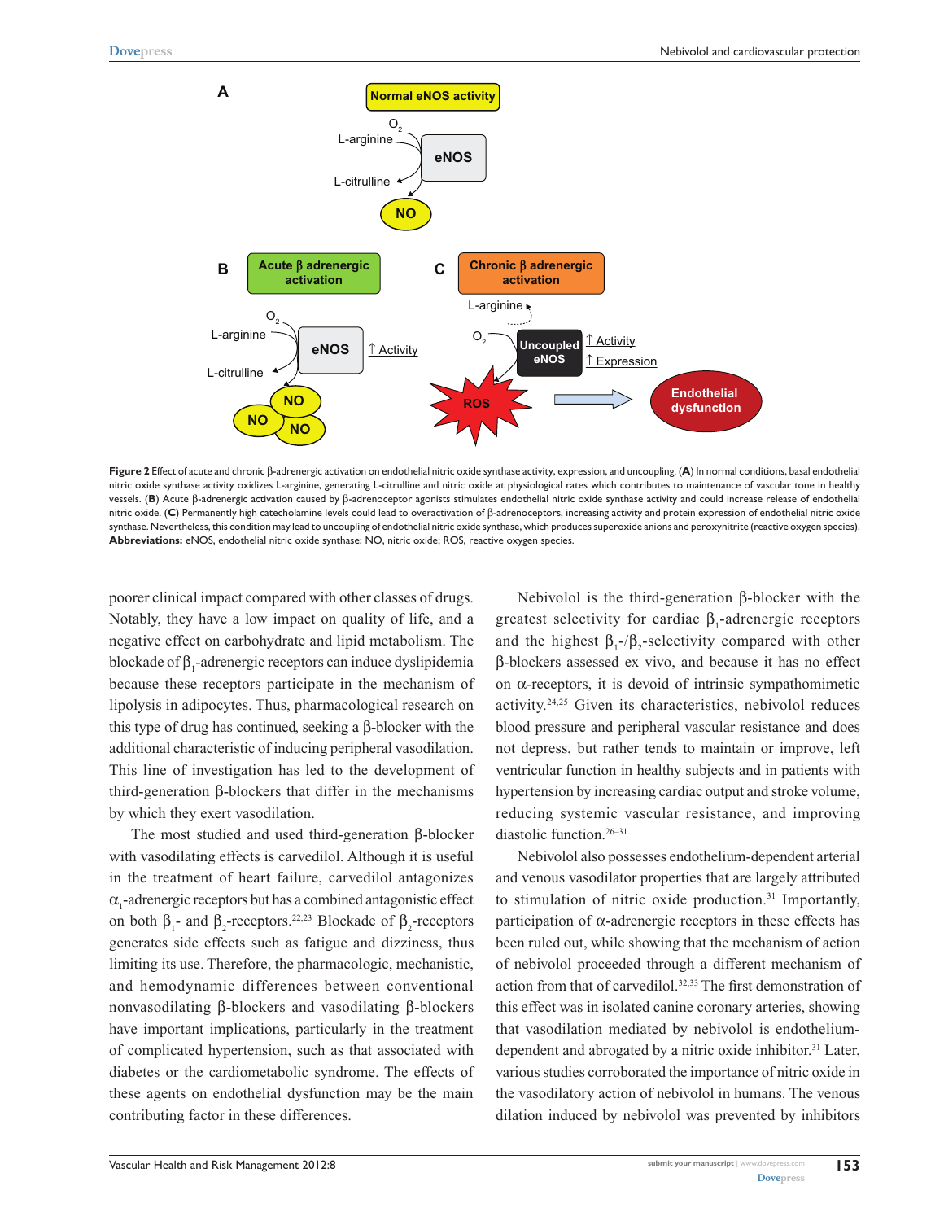**Figure 2** Effect of acute and chronic β-adrenergic activation on endothelial nitric oxide synthase activity, expression, and uncoupling. (**A**) In normal conditions, basal endothelial nitric oxide synthase activity oxidizes L-arginine, generating L-citrulline and nitric oxide at physiological rates which contributes to maintenance of vascular tone in healthy vessels. (**B**) Acute β-adrenergic activation caused by β-adrenoceptor agonists stimulates endothelial nitric oxide synthase activity and could increase release of endothelial nitric oxide. (**C**) Permanently high catecholamine levels could lead to overactivation of β-adrenoceptors, increasing activity and protein expression of endothelial nitric oxide synthase. Nevertheless, this condition may lead to uncoupling of endothelial nitric oxide synthase, which produces superoxide anions and peroxynitrite (reactive oxygen species).

**Abbreviations:** eNOS, endothelial nitric oxide synthase; NO, nitric oxide; ROS, reactive oxygen species.

poorer clinical impact compared with other classes of drugs. Notably, they have a low impact on quality of life, and a negative effect on carbohydrate and lipid metabolism. The blockade of $\beta_1$-adrenergic receptors can induce dyslipidemia because these receptors participate in the mechanism of lipolysis in adipocytes. Thus, pharmacological research on this type of drug has continued, seeking a β-blocker with the additional characteristic of inducing peripheral vasodilation. This line of investigation has led to the development of third-generation β-blockers that differ in the mechanisms by which they exert vasodilation.

The most studied and used third-generation β-blocker with vasodilating effects is carvedilol. Although it is useful in the treatment of heart failure, carvedilol antagonizes $\alpha_1$-adrenergic receptors but has a combined antagonistic effect on both $\beta_1$- and $\beta_2$-receptors.[22,23] Blockade of $\beta_2$-receptors generates side effects such as fatigue and dizziness, thus limiting its use. Therefore, the pharmacologic, mechanistic, and hemodynamic differences between conventional nonvasodilating β-blockers and vasodilating β-blockers have important implications, particularly in the treatment of complicated hypertension, such as that associated with diabetes or the cardiometabolic syndrome. The effects of these agents on endothelial dysfunction may be the main contributing factor in these differences.

Nebivolol is the third-generation β-blocker with the greatest selectivity for cardiac $\beta_1$-adrenergic receptors and the highest $\beta_1$-/$\beta_2$-selectivity compared with other β-blockers assessed ex vivo, and because it has no effect on α-receptors, it is devoid of intrinsic sympathomimetic activity.[24,25] Given its characteristics, nebivolol reduces blood pressure and peripheral vascular resistance and does not depress, but rather tends to maintain or improve, left ventricular function in healthy subjects and in patients with hypertension by increasing cardiac output and stroke volume, reducing systemic vascular resistance, and improving diastolic function.[26–31]

Nebivolol also possesses endothelium-dependent arterial and venous vasodilator properties that are largely attributed to stimulation of nitric oxide production.[31] Importantly, participation of α-adrenergic receptors in these effects has been ruled out, while showing that the mechanism of action of nebivolol proceeded through a different mechanism of action from that of carvedilol.[32,33] The first demonstration of this effect was in isolated canine coronary arteries, showing that vasodilation mediated by nebivolol is endothelium-dependent and abrogated by a nitric oxide inhibitor.[31] Later, various studies corroborated the importance of nitric oxide in the vasodilatory action of nebivolol in humans. The venous dilation induced by nebivolol was prevented by inhibitors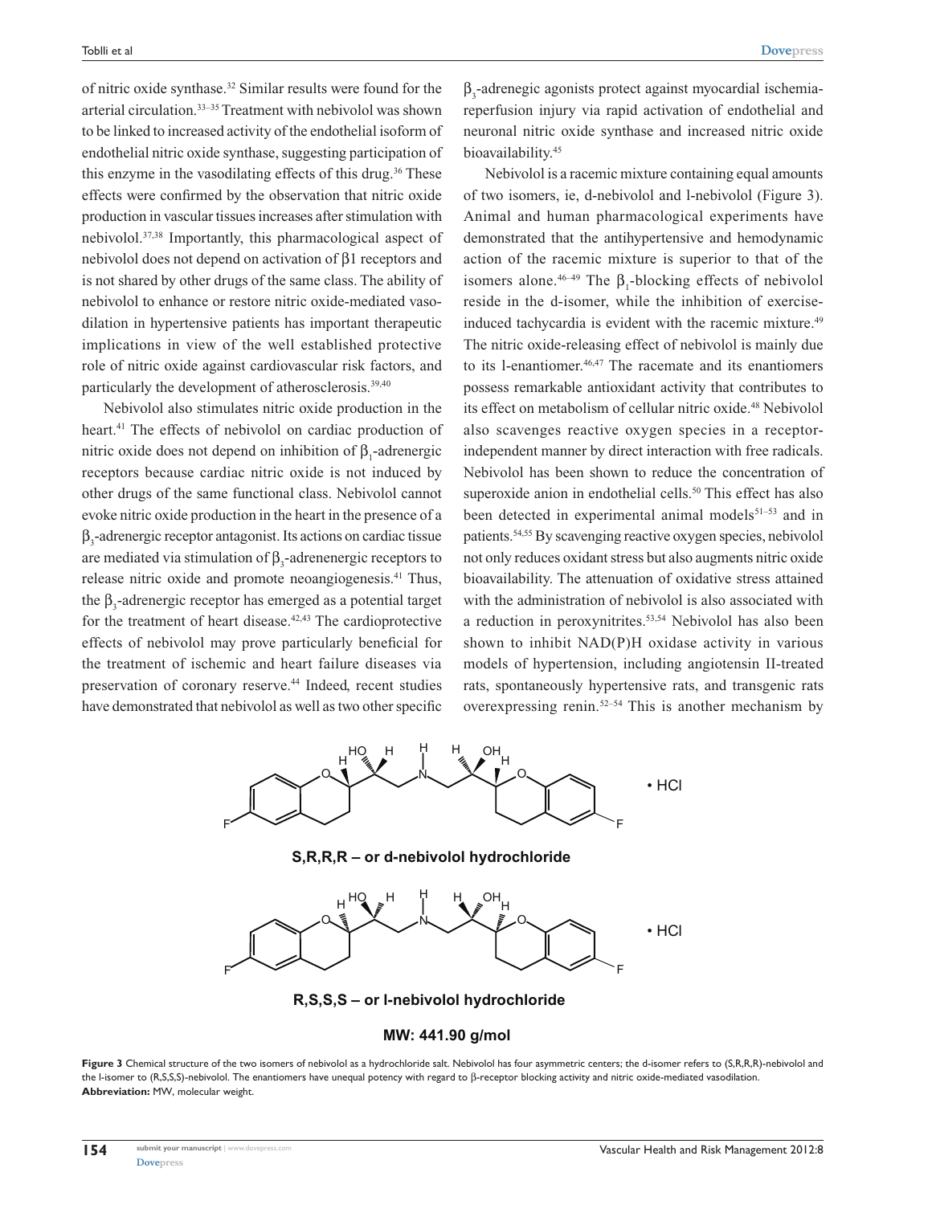of nitric oxide synthase.[32] Similar results were found for the arterial circulation.[33–35] Treatment with nebivolol was shown to be linked to increased activity of the endothelial isoform of endothelial nitric oxide synthase, suggesting participation of this enzyme in the vasodilating effects of this drug.[36] These effects were confirmed by the observation that nitric oxide production in vascular tissues increases after stimulation with nebivolol.[37,38] Importantly, this pharmacological aspect of nebivolol does not depend on activation of β1 receptors and is not shared by other drugs of the same class. The ability of nebivolol to enhance or restore nitric oxide-mediated vasodilation in hypertensive patients has important therapeutic implications in view of the well established protective role of nitric oxide against cardiovascular risk factors, and particularly the development of atherosclerosis.[39,40]

Nebivolol also stimulates nitric oxide production in the heart.[41] The effects of nebivolol on cardiac production of nitric oxide does not depend on inhibition of $\beta_1$-adrenergic receptors because cardiac nitric oxide is not induced by other drugs of the same functional class. Nebivolol cannot evoke nitric oxide production in the heart in the presence of a $\beta_3$-adrenergic receptor antagonist. Its actions on cardiac tissue are mediated via stimulation of $\beta_3$-adrenenergic receptors to release nitric oxide and promote neoangiogenesis.[41] Thus, the $\beta_3$-adrenergic receptor has emerged as a potential target for the treatment of heart disease.[42,43] The cardioprotective effects of nebivolol may prove particularly beneficial for the treatment of ischemic and heart failure diseases via preservation of coronary reserve.[44] Indeed, recent studies have demonstrated that nebivolol as well as two other specific $\beta_3$-adrenegic agonists protect against myocardial ischemia-reperfusion injury via rapid activation of endothelial and neuronal nitric oxide synthase and increased nitric oxide bioavailability.[45]

Nebivolol is a racemic mixture containing equal amounts of two isomers, ie, d-nebivolol and l-nebivolol (Figure 3). Animal and human pharmacological experiments have demonstrated that the antihypertensive and hemodynamic action of the racemic mixture is superior to that of the isomers alone.[46–49] The $\beta_1$-blocking effects of nebivolol reside in the d-isomer, while the inhibition of exercise-induced tachycardia is evident with the racemic mixture.[49] The nitric oxide-releasing effect of nebivolol is mainly due to its l-enantiomer.[46,47] The racemate and its enantiomers possess remarkable antioxidant activity that contributes to its effect on metabolism of cellular nitric oxide.[48] Nebivolol also scavenges reactive oxygen species in a receptor-independent manner by direct interaction with free radicals. Nebivolol has been shown to reduce the concentration of superoxide anion in endothelial cells.[50] This effect has also been detected in experimental animal models[51–53] and in patients.[54,55] By scavenging reactive oxygen species, nebivolol not only reduces oxidant stress but also augments nitric oxide bioavailability. The attenuation of oxidative stress attained with the administration of nebivolol is also associated with a reduction in peroxynitrites.[53,54] Nebivolol has also been shown to inhibit NAD(P)H oxidase activity in various models of hypertension, including angiotensin II-treated rats, spontaneously hypertensive rats, and transgenic rats overexpressing renin.[52–54] This is another mechanism by

**S,R,R,R – or d-nebivolol hydrochloride**

**R,S,S,S – or l-nebivolol hydrochloride**

**MW: 441.90 g/mol**

**Figure 3** Chemical structure of the two isomers of nebivolol as a hydrochloride salt. Nebivolol has four asymmetric centers; the d-isomer refers to (S,R,R,R)-nebivolol and the l-isomer to (R,S,S,S)-nebivolol. The enantiomers have unequal potency with regard to β-receptor blocking activity and nitric oxide-mediated vasodilation.
**Abbreviation:** MW, molecular weight.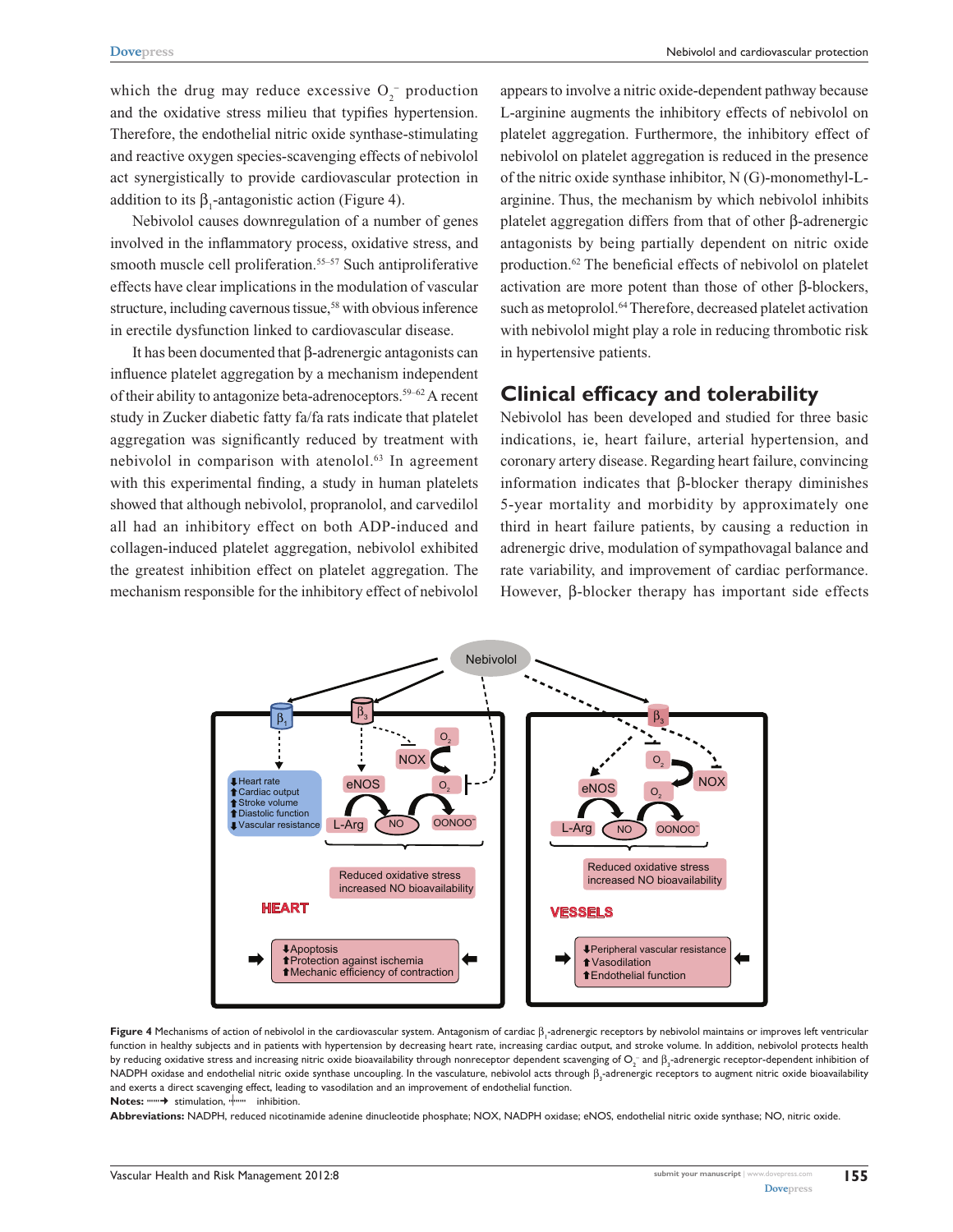which the drug may reduce excessive $O_2^-$ production and the oxidative stress milieu that typifies hypertension. Therefore, the endothelial nitric oxide synthase-stimulating and reactive oxygen species-scavenging effects of nebivolol act synergistically to provide cardiovascular protection in addition to its $\beta_1$-antagonistic action (Figure 4).

Nebivolol causes downregulation of a number of genes involved in the inflammatory process, oxidative stress, and smooth muscle cell proliferation.[55–57] Such antiproliferative effects have clear implications in the modulation of vascular structure, including cavernous tissue,[58] with obvious inference in erectile dysfunction linked to cardiovascular disease.

It has been documented that β-adrenergic antagonists can influence platelet aggregation by a mechanism independent of their ability to antagonize beta-adrenoceptors.[59–62] A recent study in Zucker diabetic fatty fa/fa rats indicate that platelet aggregation was significantly reduced by treatment with nebivolol in comparison with atenolol.[63] In agreement with this experimental finding, a study in human platelets showed that although nebivolol, propranolol, and carvedilol all had an inhibitory effect on both ADP-induced and collagen-induced platelet aggregation, nebivolol exhibited the greatest inhibition effect on platelet aggregation. The mechanism responsible for the inhibitory effect of nebivolol appears to involve a nitric oxide-dependent pathway because L-arginine augments the inhibitory effects of nebivolol on platelet aggregation. Furthermore, the inhibitory effect of nebivolol on platelet aggregation is reduced in the presence of the nitric oxide synthase inhibitor, N (G)-monomethyl-L-arginine. Thus, the mechanism by which nebivolol inhibits platelet aggregation differs from that of other β-adrenergic antagonists by being partially dependent on nitric oxide production.[62] The beneficial effects of nebivolol on platelet activation are more potent than those of other β-blockers, such as metoprolol.[64] Therefore, decreased platelet activation with nebivolol might play a role in reducing thrombotic risk in hypertensive patients.

## Clinical efficacy and tolerability

Nebivolol has been developed and studied for three basic indications, ie, heart failure, arterial hypertension, and coronary artery disease. Regarding heart failure, convincing information indicates that β-blocker therapy diminishes 5-year mortality and morbidity by approximately one third in heart failure patients, by causing a reduction in adrenergic drive, modulation of sympathovagal balance and rate variability, and improvement of cardiac performance. However, β-blocker therapy has important side effects

**Figure 4** Mechanisms of action of nebivolol in the cardiovascular system. Antagonism of cardiac $\beta_1$-adrenergic receptors by nebivolol maintains or improves left ventricular function in healthy subjects and in patients with hypertension by decreasing heart rate, increasing cardiac output, and stroke volume. In addition, nebivolol protects health by reducing oxidative stress and increasing nitric oxide bioavailability through nonreceptor dependent scavenging of $O_2^-$ and $\beta_3$-adrenergic receptor-dependent inhibition of NADPH oxidase and endothelial nitric oxide synthase uncoupling. In the vasculature, nebivolol acts through $\beta_3$-adrenergic receptors to augment nitric oxide bioavailability and exerts a direct scavenging effect, leading to vasodilation and an improvement of endothelial function.

**Notes:** ·······➔ stimulation, ···|····· inhibition.

**Abbreviations:** NADPH, reduced nicotinamide adenine dinucleotide phosphate; NOX, NADPH oxidase; eNOS, endothelial nitric oxide synthase; NO, nitric oxide.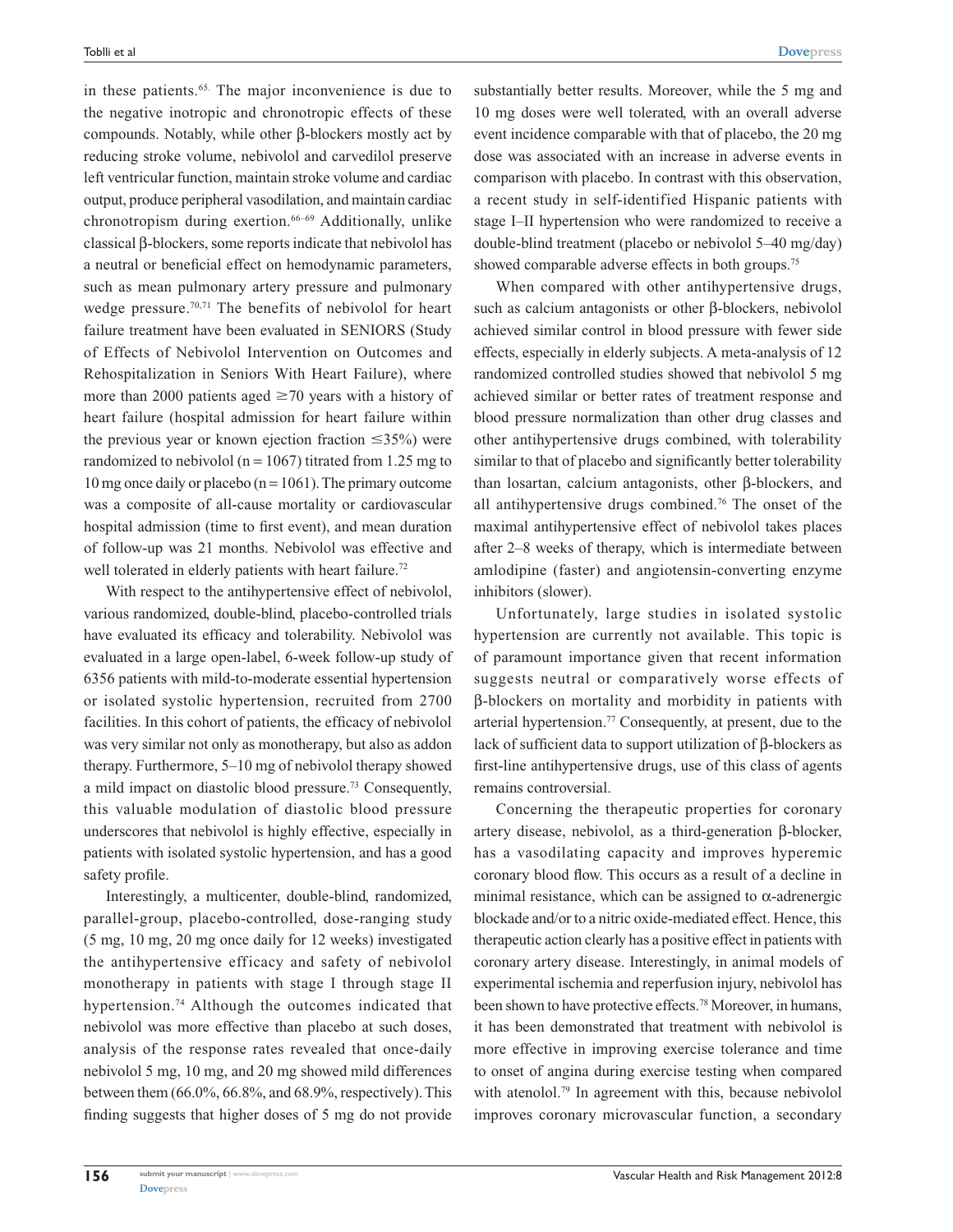in these patients.[65.] The major inconvenience is due to the negative inotropic and chronotropic effects of these compounds. Notably, while other β-blockers mostly act by reducing stroke volume, nebivolol and carvedilol preserve left ventricular function, maintain stroke volume and cardiac output, produce peripheral vasodilation, and maintain cardiac chronotropism during exertion.[66–69] Additionally, unlike classical β-blockers, some reports indicate that nebivolol has a neutral or beneficial effect on hemodynamic parameters, such as mean pulmonary artery pressure and pulmonary wedge pressure.[70,71] The benefits of nebivolol for heart failure treatment have been evaluated in SENIORS (Study of Effects of Nebivolol Intervention on Outcomes and Rehospitalization in Seniors With Heart Failure), where more than 2000 patients aged ≥70 years with a history of heart failure (hospital admission for heart failure within the previous year or known ejection fraction ≤35%) were randomized to nebivolol (n = 1067) titrated from 1.25 mg to 10 mg once daily or placebo (n = 1061). The primary outcome was a composite of all-cause mortality or cardiovascular hospital admission (time to first event), and mean duration of follow-up was 21 months. Nebivolol was effective and well tolerated in elderly patients with heart failure.[72]

With respect to the antihypertensive effect of nebivolol, various randomized, double-blind, placebo-controlled trials have evaluated its efficacy and tolerability. Nebivolol was evaluated in a large open-label, 6-week follow-up study of 6356 patients with mild-to-moderate essential hypertension or isolated systolic hypertension, recruited from 2700 facilities. In this cohort of patients, the efficacy of nebivolol was very similar not only as monotherapy, but also as addon therapy. Furthermore, 5–10 mg of nebivolol therapy showed a mild impact on diastolic blood pressure.[73] Consequently, this valuable modulation of diastolic blood pressure underscores that nebivolol is highly effective, especially in patients with isolated systolic hypertension, and has a good safety profile.

Interestingly, a multicenter, double-blind, randomized, parallel-group, placebo-controlled, dose-ranging study (5 mg, 10 mg, 20 mg once daily for 12 weeks) investigated the antihypertensive efficacy and safety of nebivolol monotherapy in patients with stage I through stage II hypertension.[74] Although the outcomes indicated that nebivolol was more effective than placebo at such doses, analysis of the response rates revealed that once-daily nebivolol 5 mg, 10 mg, and 20 mg showed mild differences between them (66.0%, 66.8%, and 68.9%, respectively). This finding suggests that higher doses of 5 mg do not provide substantially better results. Moreover, while the 5 mg and 10 mg doses were well tolerated, with an overall adverse event incidence comparable with that of placebo, the 20 mg dose was associated with an increase in adverse events in comparison with placebo. In contrast with this observation, a recent study in self-identified Hispanic patients with stage I–II hypertension who were randomized to receive a double-blind treatment (placebo or nebivolol 5–40 mg/day) showed comparable adverse effects in both groups.[75]

When compared with other antihypertensive drugs, such as calcium antagonists or other β-blockers, nebivolol achieved similar control in blood pressure with fewer side effects, especially in elderly subjects. A meta-analysis of 12 randomized controlled studies showed that nebivolol 5 mg achieved similar or better rates of treatment response and blood pressure normalization than other drug classes and other antihypertensive drugs combined, with tolerability similar to that of placebo and significantly better tolerability than losartan, calcium antagonists, other β-blockers, and all antihypertensive drugs combined.[76] The onset of the maximal antihypertensive effect of nebivolol takes places after 2–8 weeks of therapy, which is intermediate between amlodipine (faster) and angiotensin-converting enzyme inhibitors (slower).

Unfortunately, large studies in isolated systolic hypertension are currently not available. This topic is of paramount importance given that recent information suggests neutral or comparatively worse effects of β-blockers on mortality and morbidity in patients with arterial hypertension.[77] Consequently, at present, due to the lack of sufficient data to support utilization of β-blockers as first-line antihypertensive drugs, use of this class of agents remains controversial.

Concerning the therapeutic properties for coronary artery disease, nebivolol, as a third-generation β-blocker, has a vasodilating capacity and improves hyperemic coronary blood flow. This occurs as a result of a decline in minimal resistance, which can be assigned to α-adrenergic blockade and/or to a nitric oxide-mediated effect. Hence, this therapeutic action clearly has a positive effect in patients with coronary artery disease. Interestingly, in animal models of experimental ischemia and reperfusion injury, nebivolol has been shown to have protective effects.[78] Moreover, in humans, it has been demonstrated that treatment with nebivolol is more effective in improving exercise tolerance and time to onset of angina during exercise testing when compared with atenolol.[79] In agreement with this, because nebivolol improves coronary microvascular function, a secondary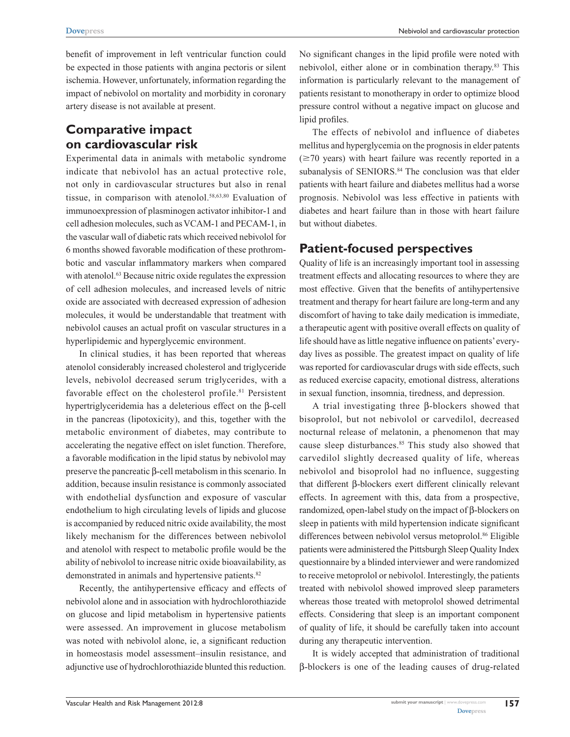benefit of improvement in left ventricular function could be expected in those patients with angina pectoris or silent ischemia. However, unfortunately, information regarding the impact of nebivolol on mortality and morbidity in coronary artery disease is not available at present.

## Comparative impact on cardiovascular risk

Experimental data in animals with metabolic syndrome indicate that nebivolol has an actual protective role, not only in cardiovascular structures but also in renal tissue, in comparison with atenolol.[58,63,80] Evaluation of immunoexpression of plasminogen activator inhibitor-1 and cell adhesion molecules, such as VCAM-1 and PECAM-1, in the vascular wall of diabetic rats which received nebivolol for 6 months showed favorable modification of these prothrombotic and vascular inflammatory markers when compared with atenolol.[63] Because nitric oxide regulates the expression of cell adhesion molecules, and increased levels of nitric oxide are associated with decreased expression of adhesion molecules, it would be understandable that treatment with nebivolol causes an actual profit on vascular structures in a hyperlipidemic and hyperglycemic environment.

In clinical studies, it has been reported that whereas atenolol considerably increased cholesterol and triglyceride levels, nebivolol decreased serum triglycerides, with a favorable effect on the cholesterol profile.[81] Persistent hypertriglyceridemia has a deleterious effect on the β-cell in the pancreas (lipotoxicity), and this, together with the metabolic environment of diabetes, may contribute to accelerating the negative effect on islet function. Therefore, a favorable modification in the lipid status by nebivolol may preserve the pancreatic β-cell metabolism in this scenario. In addition, because insulin resistance is commonly associated with endothelial dysfunction and exposure of vascular endothelium to high circulating levels of lipids and glucose is accompanied by reduced nitric oxide availability, the most likely mechanism for the differences between nebivolol and atenolol with respect to metabolic profile would be the ability of nebivolol to increase nitric oxide bioavailability, as demonstrated in animals and hypertensive patients.[82]

Recently, the antihypertensive efficacy and effects of nebivolol alone and in association with hydrochlorothiazide on glucose and lipid metabolism in hypertensive patients were assessed. An improvement in glucose metabolism was noted with nebivolol alone, ie, a significant reduction in homeostasis model assessment–insulin resistance, and adjunctive use of hydrochlorothiazide blunted this reduction. No significant changes in the lipid profile were noted with nebivolol, either alone or in combination therapy.[83] This information is particularly relevant to the management of patients resistant to monotherapy in order to optimize blood pressure control without a negative impact on glucose and lipid profiles.

The effects of nebivolol and influence of diabetes mellitus and hyperglycemia on the prognosis in elder patents (≥70 years) with heart failure was recently reported in a subanalysis of SENIORS.[84] The conclusion was that elder patients with heart failure and diabetes mellitus had a worse prognosis. Nebivolol was less effective in patients with diabetes and heart failure than in those with heart failure but without diabetes.

## Patient-focused perspectives

Quality of life is an increasingly important tool in assessing treatment effects and allocating resources to where they are most effective. Given that the benefits of antihypertensive treatment and therapy for heart failure are long-term and any discomfort of having to take daily medication is immediate, a therapeutic agent with positive overall effects on quality of life should have as little negative influence on patients' everyday lives as possible. The greatest impact on quality of life was reported for cardiovascular drugs with side effects, such as reduced exercise capacity, emotional distress, alterations in sexual function, insomnia, tiredness, and depression.

A trial investigating three β-blockers showed that bisoprolol, but not nebivolol or carvedilol, decreased nocturnal release of melatonin, a phenomenon that may cause sleep disturbances.[85] This study also showed that carvedilol slightly decreased quality of life, whereas nebivolol and bisoprolol had no influence, suggesting that different β-blockers exert different clinically relevant effects. In agreement with this, data from a prospective, randomized, open-label study on the impact of β-blockers on sleep in patients with mild hypertension indicate significant differences between nebivolol versus metoprolol.[86] Eligible patients were administered the Pittsburgh Sleep Quality Index questionnaire by a blinded interviewer and were randomized to receive metoprolol or nebivolol. Interestingly, the patients treated with nebivolol showed improved sleep parameters whereas those treated with metoprolol showed detrimental effects. Considering that sleep is an important component of quality of life, it should be carefully taken into account during any therapeutic intervention.

It is widely accepted that administration of traditional β-blockers is one of the leading causes of drug-related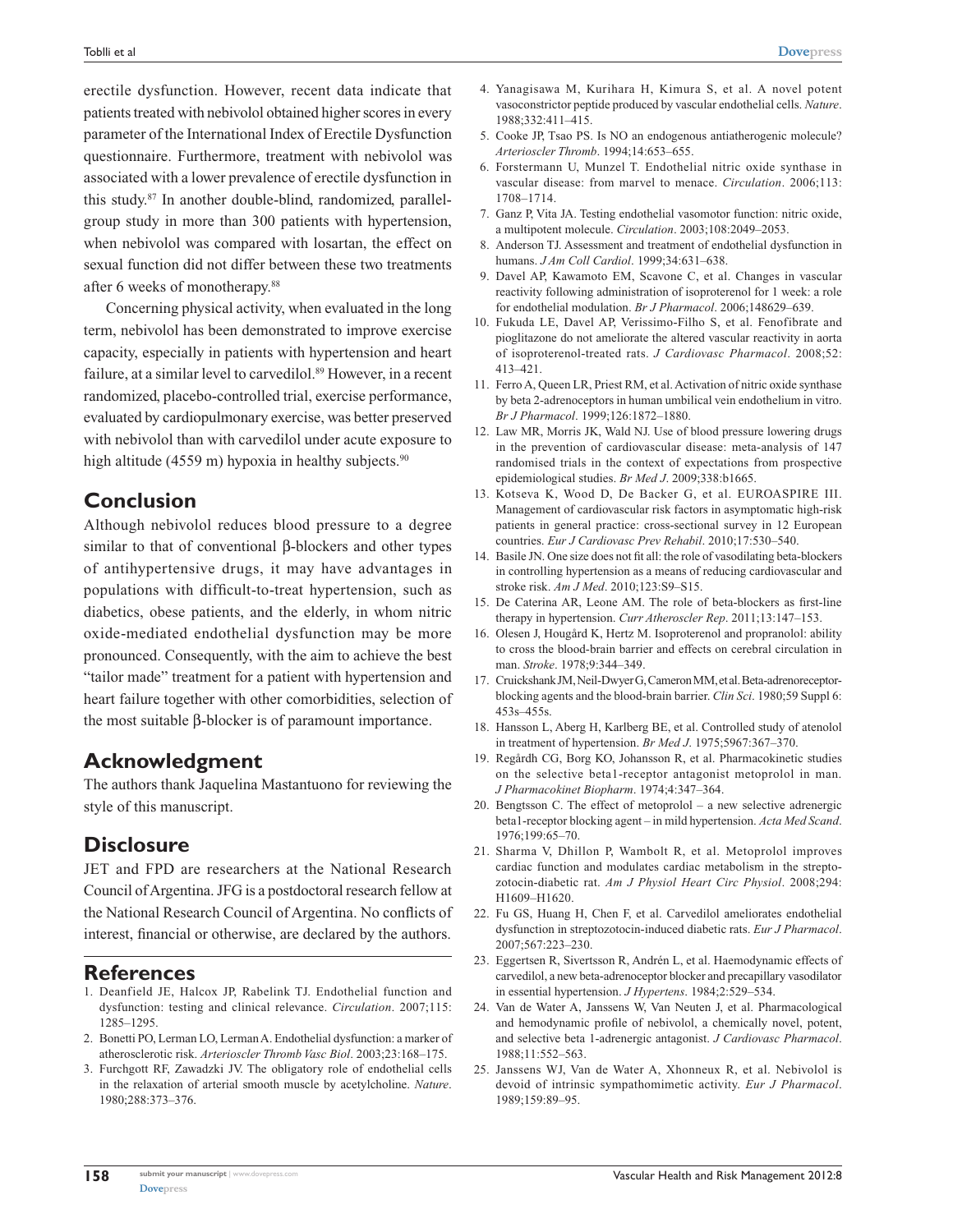erectile dysfunction. However, recent data indicate that patients treated with nebivolol obtained higher scores in every parameter of the International Index of Erectile Dysfunction questionnaire. Furthermore, treatment with nebivolol was associated with a lower prevalence of erectile dysfunction in this study.[87] In another double-blind, randomized, parallel-group study in more than 300 patients with hypertension, when nebivolol was compared with losartan, the effect on sexual function did not differ between these two treatments after 6 weeks of monotherapy.[88]

Concerning physical activity, when evaluated in the long term, nebivolol has been demonstrated to improve exercise capacity, especially in patients with hypertension and heart failure, at a similar level to carvedilol.[89] However, in a recent randomized, placebo-controlled trial, exercise performance, evaluated by cardiopulmonary exercise, was better preserved with nebivolol than with carvedilol under acute exposure to high altitude (4559 m) hypoxia in healthy subjects.[90]

## Conclusion

Although nebivolol reduces blood pressure to a degree similar to that of conventional β-blockers and other types of antihypertensive drugs, it may have advantages in populations with difficult-to-treat hypertension, such as diabetics, obese patients, and the elderly, in whom nitric oxide-mediated endothelial dysfunction may be more pronounced. Consequently, with the aim to achieve the best "tailor made" treatment for a patient with hypertension and heart failure together with other comorbidities, selection of the most suitable β-blocker is of paramount importance.

## Acknowledgment

The authors thank Jaquelina Mastantuono for reviewing the style of this manuscript.

## Disclosure

JET and FPD are researchers at the National Research Council of Argentina. JFG is a postdoctoral research fellow at the National Research Council of Argentina. No conflicts of interest, financial or otherwise, are declared by the authors.

## References

1. Deanfield JE, Halcox JP, Rabelink TJ. Endothelial function and dysfunction: testing and clinical relevance. *Circulation*. 2007;115: 1285–1295.
2. Bonetti PO, Lerman LO, Lerman A. Endothelial dysfunction: a marker of atherosclerotic risk. *Arterioscler Thromb Vasc Biol*. 2003;23:168–175.
3. Furchgott RF, Zawadzki JV. The obligatory role of endothelial cells in the relaxation of arterial smooth muscle by acetylcholine. *Nature*. 1980;288:373–376.
4. Yanagisawa M, Kurihara H, Kimura S, et al. A novel potent vasoconstrictor peptide produced by vascular endothelial cells. *Nature*. 1988;332:411–415.
5. Cooke JP, Tsao PS. Is NO an endogenous antiatherogenic molecule? *Arterioscler Thromb*. 1994;14:653–655.
6. Forstermann U, Munzel T. Endothelial nitric oxide synthase in vascular disease: from marvel to menace. *Circulation*. 2006;113: 1708–1714.
7. Ganz P, Vita JA. Testing endothelial vasomotor function: nitric oxide, a multipotent molecule. *Circulation*. 2003;108:2049–2053.
8. Anderson TJ. Assessment and treatment of endothelial dysfunction in humans. *J Am Coll Cardiol*. 1999;34:631–638.
9. Davel AP, Kawamoto EM, Scavone C, et al. Changes in vascular reactivity following administration of isoproterenol for 1 week: a role for endothelial modulation. *Br J Pharmacol*. 2006;148629–639.
10. Fukuda LE, Davel AP, Verissimo-Filho S, et al. Fenofibrate and pioglitazone do not ameliorate the altered vascular reactivity in aorta of isoproterenol-treated rats. *J Cardiovasc Pharmacol*. 2008;52: 413–421.
11. Ferro A, Queen LR, Priest RM, et al. Activation of nitric oxide synthase by beta 2-adrenoceptors in human umbilical vein endothelium in vitro. *Br J Pharmacol*. 1999;126:1872–1880.
12. Law MR, Morris JK, Wald NJ. Use of blood pressure lowering drugs in the prevention of cardiovascular disease: meta-analysis of 147 randomised trials in the context of expectations from prospective epidemiological studies. *Br Med J*. 2009;338:b1665.
13. Kotseva K, Wood D, De Backer G, et al. EUROASPIRE III. Management of cardiovascular risk factors in asymptomatic high-risk patients in general practice: cross-sectional survey in 12 European countries. *Eur J Cardiovasc Prev Rehabil*. 2010;17:530–540.
14. Basile JN. One size does not fit all: the role of vasodilating beta-blockers in controlling hypertension as a means of reducing cardiovascular and stroke risk. *Am J Med*. 2010;123:S9–S15.
15. De Caterina AR, Leone AM. The role of beta-blockers as first-line therapy in hypertension. *Curr Atheroscler Rep*. 2011;13:147–153.
16. Olesen J, Hougård K, Hertz M. Isoproterenol and propranolol: ability to cross the blood-brain barrier and effects on cerebral circulation in man. *Stroke*. 1978;9:344–349.
17. Cruickshank JM, Neil-Dwyer G, Cameron MM, et al. Beta-adrenoreceptor-blocking agents and the blood-brain barrier. *Clin Sci*. 1980;59 Suppl 6: 453s–455s.
18. Hansson L, Aberg H, Karlberg BE, et al. Controlled study of atenolol in treatment of hypertension. *Br Med J*. 1975;5967:367–370.
19. Regårdh CG, Borg KO, Johansson R, et al. Pharmacokinetic studies on the selective beta1-receptor antagonist metoprolol in man. *J Pharmacokinet Biopharm*. 1974;4:347–364.
20. Bengtsson C. The effect of metoprolol – a new selective adrenergic beta1-receptor blocking agent – in mild hypertension. *Acta Med Scand*. 1976;199:65–70.
21. Sharma V, Dhillon P, Wambolt R, et al. Metoprolol improves cardiac function and modulates cardiac metabolism in the streptozotocin-diabetic rat. *Am J Physiol Heart Circ Physiol*. 2008;294: H1609–H1620.
22. Fu GS, Huang H, Chen F, et al. Carvedilol ameliorates endothelial dysfunction in streptozotocin-induced diabetic rats. *Eur J Pharmacol*. 2007;567:223–230.
23. Eggertsen R, Sivertsson R, Andrén L, et al. Haemodynamic effects of carvedilol, a new beta-adrenoceptor blocker and precapillary vasodilator in essential hypertension. *J Hypertens*. 1984;2:529–534.
24. Van de Water A, Janssens W, Van Neuten J, et al. Pharmacological and hemodynamic profile of nebivolol, a chemically novel, potent, and selective beta 1-adrenergic antagonist. *J Cardiovasc Pharmacol*. 1988;11:552–563.
25. Janssens WJ, Van de Water A, Xhonneux R, et al. Nebivolol is devoid of intrinsic sympathomimetic activity. *Eur J Pharmacol*. 1989;159:89–95.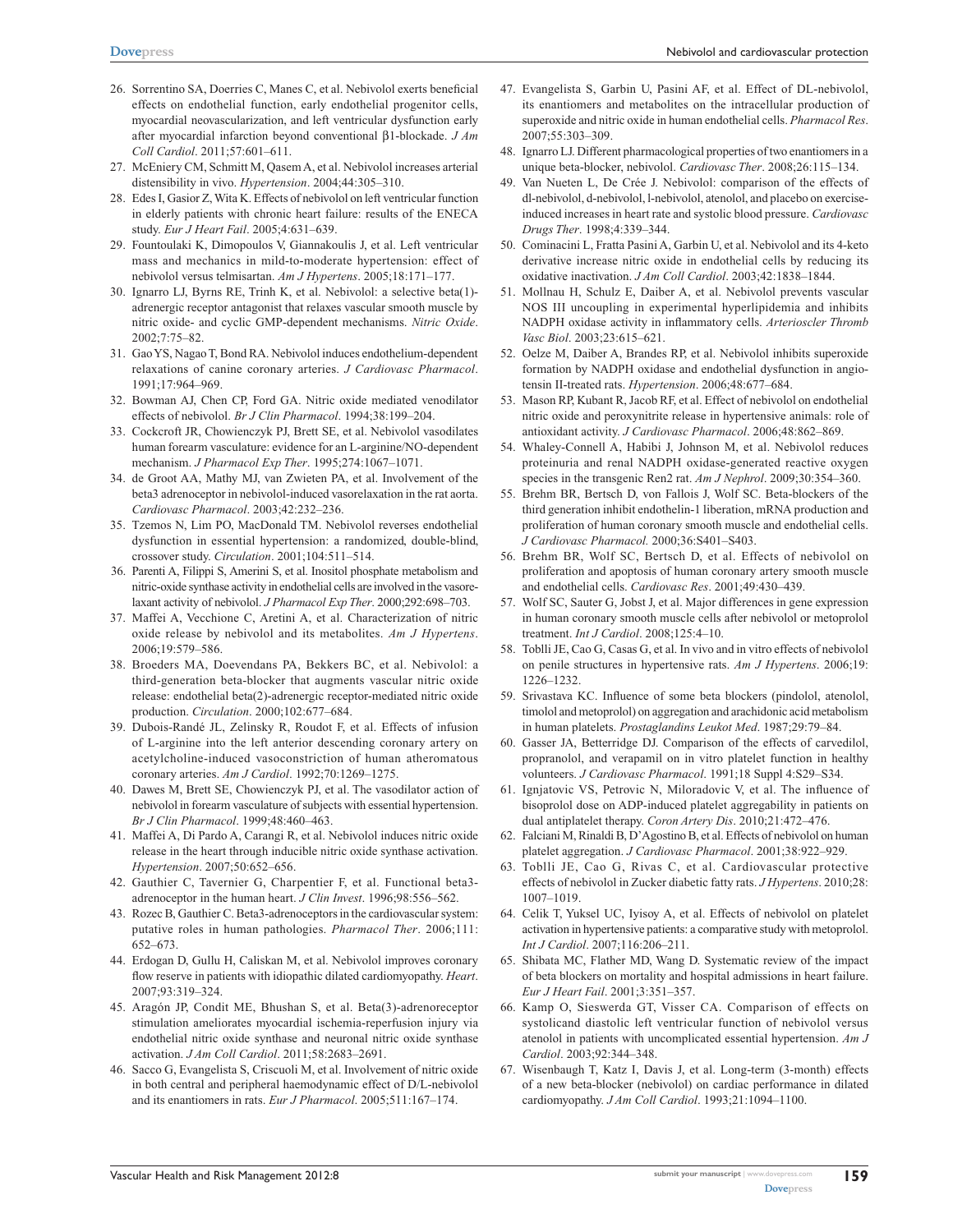26. Sorrentino SA, Doerries C, Manes C, et al. Nebivolol exerts beneficial effects on endothelial function, early endothelial progenitor cells, myocardial neovascularization, and left ventricular dysfunction early after myocardial infarction beyond conventional β1-blockade. *J Am Coll Cardiol*. 2011;57:601–611.
27. McEniery CM, Schmitt M, Qasem A, et al. Nebivolol increases arterial distensibility in vivo. *Hypertension*. 2004;44:305–310.
28. Edes I, Gasior Z, Wita K. Effects of nebivolol on left ventricular function in elderly patients with chronic heart failure: results of the ENECA study. *Eur J Heart Fail*. 2005;4:631–639.
29. Fountoulaki K, Dimopoulos V, Giannakoulis J, et al. Left ventricular mass and mechanics in mild-to-moderate hypertension: effect of nebivolol versus telmisartan. *Am J Hypertens*. 2005;18:171–177.
30. Ignarro LJ, Byrns RE, Trinh K, et al. Nebivolol: a selective beta(1)-adrenergic receptor antagonist that relaxes vascular smooth muscle by nitric oxide- and cyclic GMP-dependent mechanisms. *Nitric Oxide*. 2002;7:75–82.
31. Gao YS, Nagao T, Bond RA. Nebivolol induces endothelium-dependent relaxations of canine coronary arteries. *J Cardiovasc Pharmacol*. 1991;17:964–969.
32. Bowman AJ, Chen CP, Ford GA. Nitric oxide mediated venodilator effects of nebivolol. *Br J Clin Pharmacol*. 1994;38:199–204.
33. Cockcroft JR, Chowienczyk PJ, Brett SE, et al. Nebivolol vasodilates human forearm vasculature: evidence for an L-arginine/NO-dependent mechanism. *J Pharmacol Exp Ther*. 1995;274:1067–1071.
34. de Groot AA, Mathy MJ, van Zwieten PA, et al. Involvement of the beta3 adrenoceptor in nebivolol-induced vasorelaxation in the rat aorta. *Cardiovasc Pharmacol*. 2003;42:232–236.
35. Tzemos N, Lim PO, MacDonald TM. Nebivolol reverses endothelial dysfunction in essential hypertension: a randomized, double-blind, crossover study. *Circulation*. 2001;104:511–514.
36. Parenti A, Filippi S, Amerini S, et al. Inositol phosphate metabolism and nitric-oxide synthase activity in endothelial cells are involved in the vasorelaxant activity of nebivolol. *J Pharmacol Exp Ther*. 2000;292:698–703.
37. Maffei A, Vecchione C, Aretini A, et al. Characterization of nitric oxide release by nebivolol and its metabolites. *Am J Hypertens*. 2006;19:579–586.
38. Broeders MA, Doevendans PA, Bekkers BC, et al. Nebivolol: a third-generation beta-blocker that augments vascular nitric oxide release: endothelial beta(2)-adrenergic receptor-mediated nitric oxide production. *Circulation*. 2000;102:677–684.
39. Dubois-Randé JL, Zelinsky R, Roudot F, et al. Effects of infusion of L-arginine into the left anterior descending coronary artery on acetylcholine-induced vasoconstriction of human atheromatous coronary arteries. *Am J Cardiol*. 1992;70:1269–1275.
40. Dawes M, Brett SE, Chowienczyk PJ, et al. The vasodilator action of nebivolol in forearm vasculature of subjects with essential hypertension. *Br J Clin Pharmacol*. 1999;48:460–463.
41. Maffei A, Di Pardo A, Carangi R, et al. Nebivolol induces nitric oxide release in the heart through inducible nitric oxide synthase activation. *Hypertension*. 2007;50:652–656.
42. Gauthier C, Tavernier G, Charpentier F, et al. Functional beta3-adrenoceptor in the human heart. *J Clin Invest*. 1996;98:556–562.
43. Rozec B, Gauthier C. Beta3-adrenoceptors in the cardiovascular system: putative roles in human pathologies. *Pharmacol Ther*. 2006;111:652–673.
44. Erdogan D, Gullu H, Caliskan M, et al. Nebivolol improves coronary flow reserve in patients with idiopathic dilated cardiomyopathy. *Heart*. 2007;93:319–324.
45. Aragón JP, Condit ME, Bhushan S, et al. Beta(3)-adrenoreceptor stimulation ameliorates myocardial ischemia-reperfusion injury via endothelial nitric oxide synthase and neuronal nitric oxide synthase activation. *J Am Coll Cardiol*. 2011;58:2683–2691.
46. Sacco G, Evangelista S, Criscuoli M, et al. Involvement of nitric oxide in both central and peripheral haemodynamic effect of D/L-nebivolol and its enantiomers in rats. *Eur J Pharmacol*. 2005;511:167–174.
47. Evangelista S, Garbin U, Pasini AF, et al. Effect of DL-nebivolol, its enantiomers and metabolites on the intracellular production of superoxide and nitric oxide in human endothelial cells. *Pharmacol Res*. 2007;55:303–309.
48. Ignarro LJ. Different pharmacological properties of two enantiomers in a unique beta-blocker, nebivolol. *Cardiovasc Ther*. 2008;26:115–134.
49. Van Nueten L, De Crée J. Nebivolol: comparison of the effects of dl-nebivolol, d-nebivolol, l-nebivolol, atenolol, and placebo on exercise-induced increases in heart rate and systolic blood pressure. *Cardiovasc Drugs Ther*. 1998;4:339–344.
50. Cominacini L, Fratta Pasini A, Garbin U, et al. Nebivolol and its 4-keto derivative increase nitric oxide in endothelial cells by reducing its oxidative inactivation. *J Am Coll Cardiol*. 2003;42:1838–1844.
51. Mollnau H, Schulz E, Daiber A, et al. Nebivolol prevents vascular NOS III uncoupling in experimental hyperlipidemia and inhibits NADPH oxidase activity in inflammatory cells. *Arterioscler Thromb Vasc Biol*. 2003;23:615–621.
52. Oelze M, Daiber A, Brandes RP, et al. Nebivolol inhibits superoxide formation by NADPH oxidase and endothelial dysfunction in angiotensin II-treated rats. *Hypertension*. 2006;48:677–684.
53. Mason RP, Kubant R, Jacob RF, et al. Effect of nebivolol on endothelial nitric oxide and peroxynitrite release in hypertensive animals: role of antioxidant activity. *J Cardiovasc Pharmacol*. 2006;48:862–869.
54. Whaley-Connell A, Habibi J, Johnson M, et al. Nebivolol reduces proteinuria and renal NADPH oxidase-generated reactive oxygen species in the transgenic Ren2 rat. *Am J Nephrol*. 2009;30:354–360.
55. Brehm BR, Bertsch D, von Fallois J, Wolf SC. Beta-blockers of the third generation inhibit endothelin-1 liberation, mRNA production and proliferation of human coronary smooth muscle and endothelial cells. *J Cardiovasc Pharmacol.* 2000;36:S401–S403.
56. Brehm BR, Wolf SC, Bertsch D, et al. Effects of nebivolol on proliferation and apoptosis of human coronary artery smooth muscle and endothelial cells. *Cardiovasc Res*. 2001;49:430–439.
57. Wolf SC, Sauter G, Jobst J, et al. Major differences in gene expression in human coronary smooth muscle cells after nebivolol or metoprolol treatment. *Int J Cardiol*. 2008;125:4–10.
58. Toblli JE, Cao G, Casas G, et al. In vivo and in vitro effects of nebivolol on penile structures in hypertensive rats. *Am J Hypertens*. 2006;19:1226–1232.
59. Srivastava KC. Influence of some beta blockers (pindolol, atenolol, timolol and metoprolol) on aggregation and arachidonic acid metabolism in human platelets. *Prostaglandins Leukot Med*. 1987;29:79–84.
60. Gasser JA, Betterridge DJ. Comparison of the effects of carvedilol, propranolol, and verapamil on in vitro platelet function in healthy volunteers. *J Cardiovasc Pharmacol*. 1991;18 Suppl 4:S29–S34.
61. Ignjatovic VS, Petrovic N, Miloradovic V, et al. The influence of bisoprolol dose on ADP-induced platelet aggregability in patients on dual antiplatelet therapy. *Coron Artery Dis*. 2010;21:472–476.
62. Falciani M, Rinaldi B, D'Agostino B, et al. Effects of nebivolol on human platelet aggregation. *J Cardiovasc Pharmacol*. 2001;38:922–929.
63. Toblli JE, Cao G, Rivas C, et al. Cardiovascular protective effects of nebivolol in Zucker diabetic fatty rats. *J Hypertens*. 2010;28:1007–1019.
64. Celik T, Yuksel UC, Iyisoy A, et al. Effects of nebivolol on platelet activation in hypertensive patients: a comparative study with metoprolol. *Int J Cardiol*. 2007;116:206–211.
65. Shibata MC, Flather MD, Wang D. Systematic review of the impact of beta blockers on mortality and hospital admissions in heart failure. *Eur J Heart Fail*. 2001;3:351–357.
66. Kamp O, Sieswerda GT, Visser CA. Comparison of effects on systolicand diastolic left ventricular function of nebivolol versus atenolol in patients with uncomplicated essential hypertension. *Am J Cardiol*. 2003;92:344–348.
67. Wisenbaugh T, Katz I, Davis J, et al. Long-term (3-month) effects of a new beta-blocker (nebivolol) on cardiac performance in dilated cardiomyopathy. *J Am Coll Cardiol*. 1993;21:1094–1100.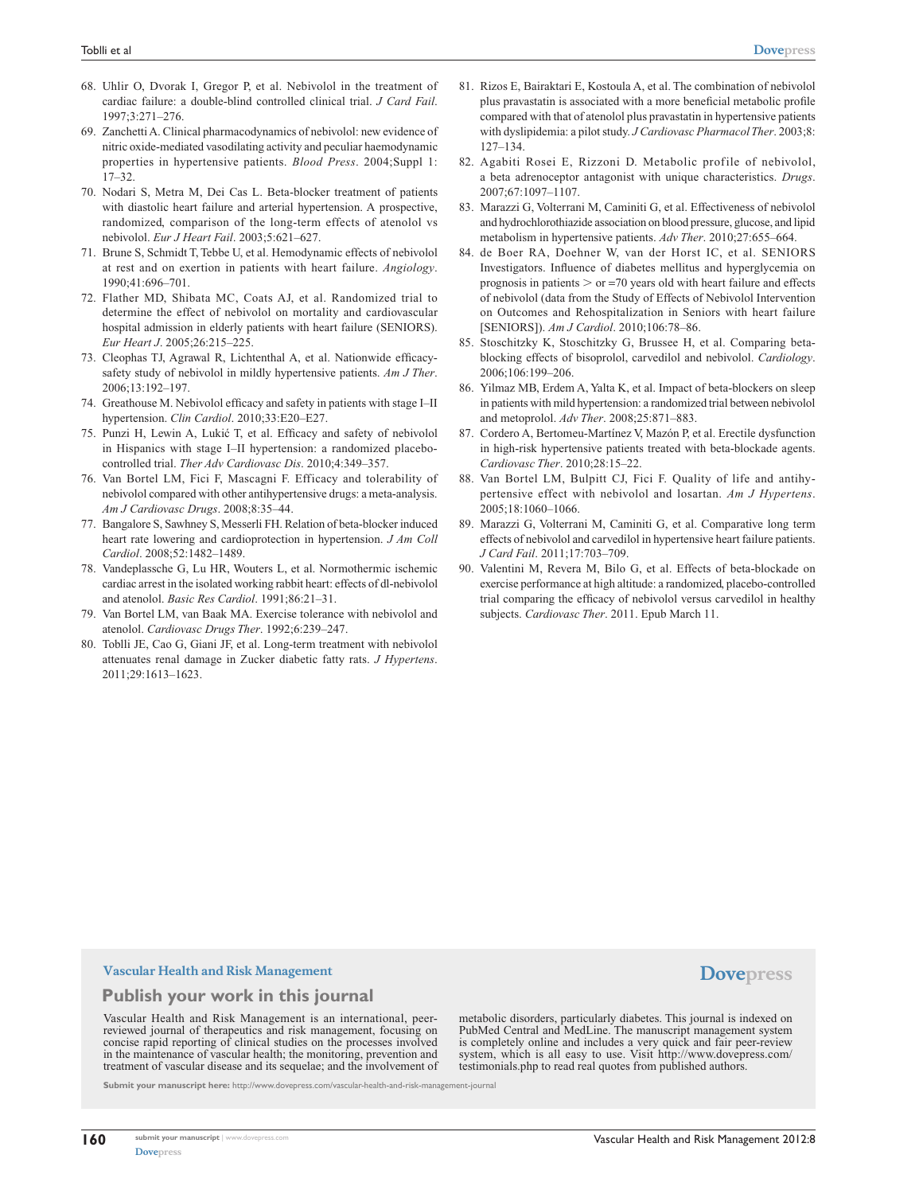68. Uhlir O, Dvorak I, Gregor P, et al. Nebivolol in the treatment of cardiac failure: a double-blind controlled clinical trial. *J Card Fail*. 1997;3:271–276.
69. Zanchetti A. Clinical pharmacodynamics of nebivolol: new evidence of nitric oxide-mediated vasodilating activity and peculiar haemodynamic properties in hypertensive patients. *Blood Press*. 2004;Suppl 1: 17–32.
70. Nodari S, Metra M, Dei Cas L. Beta-blocker treatment of patients with diastolic heart failure and arterial hypertension. A prospective, randomized, comparison of the long-term effects of atenolol vs nebivolol. *Eur J Heart Fail*. 2003;5:621–627.
71. Brune S, Schmidt T, Tebbe U, et al. Hemodynamic effects of nebivolol at rest and on exertion in patients with heart failure. *Angiology*. 1990;41:696–701.
72. Flather MD, Shibata MC, Coats AJ, et al. Randomized trial to determine the effect of nebivolol on mortality and cardiovascular hospital admission in elderly patients with heart failure (SENIORS). *Eur Heart J*. 2005;26:215–225.
73. Cleophas TJ, Agrawal R, Lichtenthal A, et al. Nationwide efficacy-safety study of nebivolol in mildly hypertensive patients. *Am J Ther*. 2006;13:192–197.
74. Greathouse M. Nebivolol efficacy and safety in patients with stage I–II hypertension. *Clin Cardiol*. 2010;33:E20–E27.
75. Punzi H, Lewin A, Lukić T, et al. Efficacy and safety of nebivolol in Hispanics with stage I–II hypertension: a randomized placebo-controlled trial. *Ther Adv Cardiovasc Dis*. 2010;4:349–357.
76. Van Bortel LM, Fici F, Mascagni F. Efficacy and tolerability of nebivolol compared with other antihypertensive drugs: a meta-analysis. *Am J Cardiovasc Drugs*. 2008;8:35–44.
77. Bangalore S, Sawhney S, Messerli FH. Relation of beta-blocker induced heart rate lowering and cardioprotection in hypertension. *J Am Coll Cardiol*. 2008;52:1482–1489.
78. Vandeplassche G, Lu HR, Wouters L, et al. Normothermic ischemic cardiac arrest in the isolated working rabbit heart: effects of dl-nebivolol and atenolol. *Basic Res Cardiol*. 1991;86:21–31.
79. Van Bortel LM, van Baak MA. Exercise tolerance with nebivolol and atenolol. *Cardiovasc Drugs Ther*. 1992;6:239–247.
80. Toblli JE, Cao G, Giani JF, et al. Long-term treatment with nebivolol attenuates renal damage in Zucker diabetic fatty rats. *J Hypertens*. 2011;29:1613–1623.
81. Rizos E, Bairaktari E, Kostoula A, et al. The combination of nebivolol plus pravastatin is associated with a more beneficial metabolic profile compared with that of atenolol plus pravastatin in hypertensive patients with dyslipidemia: a pilot study. *J Cardiovasc Pharmacol Ther*. 2003;8: 127–134.
82. Agabiti Rosei E, Rizzoni D. Metabolic profile of nebivolol, a beta adrenoceptor antagonist with unique characteristics. *Drugs*. 2007;67:1097–1107.
83. Marazzi G, Volterrani M, Caminiti G, et al. Effectiveness of nebivolol and hydrochlorothiazide association on blood pressure, glucose, and lipid metabolism in hypertensive patients. *Adv Ther*. 2010;27:655–664.
84. de Boer RA, Doehner W, van der Horst IC, et al. SENIORS Investigators. Influence of diabetes mellitus and hyperglycemia on prognosis in patients > or =70 years old with heart failure and effects of nebivolol (data from the Study of Effects of Nebivolol Intervention on Outcomes and Rehospitalization in Seniors with heart failure [SENIORS]). *Am J Cardiol*. 2010;106:78–86.
85. Stoschitzky K, Stoschitzky G, Brussee H, et al. Comparing beta-blocking effects of bisoprolol, carvedilol and nebivolol. *Cardiology*. 2006;106:199–206.
86. Yilmaz MB, Erdem A, Yalta K, et al. Impact of beta-blockers on sleep in patients with mild hypertension: a randomized trial between nebivolol and metoprolol. *Adv Ther*. 2008;25:871–883.
87. Cordero A, Bertomeu-Martínez V, Mazón P, et al. Erectile dysfunction in high-risk hypertensive patients treated with beta-blockade agents. *Cardiovasc Ther*. 2010;28:15–22.
88. Van Bortel LM, Bulpitt CJ, Fici F. Quality of life and antihypertensive effect with nebivolol and losartan. *Am J Hypertens*. 2005;18:1060–1066.
89. Marazzi G, Volterrani M, Caminiti G, et al. Comparative long term effects of nebivolol and carvedilol in hypertensive heart failure patients. *J Card Fail*. 2011;17:703–709.
90. Valentini M, Revera M, Bilo G, et al. Effects of beta-blockade on exercise performance at high altitude: a randomized, placebo-controlled trial comparing the efficacy of nebivolol versus carvedilol in healthy subjects. *Cardiovasc Ther*. 2011. Epub March 11.

**Vascular Health and Risk Management**

## Publish your work in this journal

Vascular Health and Risk Management is an international, peer-reviewed journal of therapeutics and risk management, focusing on concise rapid reporting of clinical studies on the processes involved in the maintenance of vascular health; the monitoring, prevention and treatment of vascular disease and its sequelae; and the involvement of metabolic disorders, particularly diabetes. This journal is indexed on PubMed Central and MedLine. The manuscript management system is completely online and includes a very quick and fair peer-review system, which is all easy to use. Visit http://www.dovepress.com/testimonials.php to read real quotes from published authors.

**Submit your manuscript here:** http://www.dovepress.com/vascular-health-and-risk-management-journal